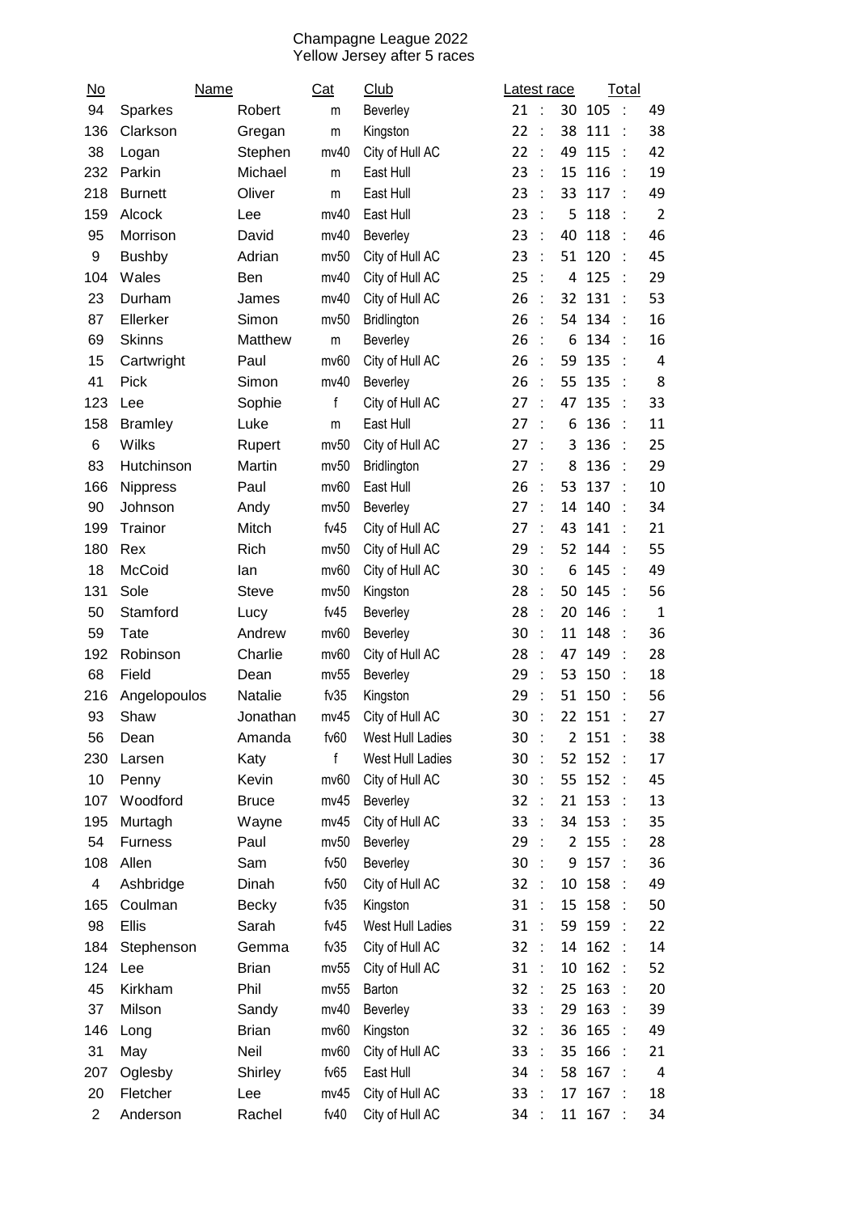Champagne League 2022
Yellow Jersey after 5 races

| No | Name | | Cat | Club | Latest race | | Total | |
|---|---|---|---|---|---|---|---|---|
| 94 | Sparkes | Robert | m | Beverley | 21 : | 30 | 105 : | 49 |
| 136 | Clarkson | Gregan | m | Kingston | 22 : | 38 | 111 : | 38 |
| 38 | Logan | Stephen | mv40 | City of Hull AC | 22 : | 49 | 115 : | 42 |
| 232 | Parkin | Michael | m | East Hull | 23 : | 15 | 116 : | 19 |
| 218 | Burnett | Oliver | m | East Hull | 23 : | 33 | 117 : | 49 |
| 159 | Alcock | Lee | mv40 | East Hull | 23 : | 5 | 118 : | 2 |
| 95 | Morrison | David | mv40 | Beverley | 23 : | 40 | 118 : | 46 |
| 9 | Bushby | Adrian | mv50 | City of Hull AC | 23 : | 51 | 120 : | 45 |
| 104 | Wales | Ben | mv40 | City of Hull AC | 25 : | 4 | 125 : | 29 |
| 23 | Durham | James | mv40 | City of Hull AC | 26 : | 32 | 131 : | 53 |
| 87 | Ellerker | Simon | mv50 | Bridlington | 26 : | 54 | 134 : | 16 |
| 69 | Skinns | Matthew | m | Beverley | 26 : | 6 | 134 : | 16 |
| 15 | Cartwright | Paul | mv60 | City of Hull AC | 26 : | 59 | 135 : | 4 |
| 41 | Pick | Simon | mv40 | Beverley | 26 : | 55 | 135 : | 8 |
| 123 | Lee | Sophie | f | City of Hull AC | 27 : | 47 | 135 : | 33 |
| 158 | Bramley | Luke | m | East Hull | 27 : | 6 | 136 : | 11 |
| 6 | Wilks | Rupert | mv50 | City of Hull AC | 27 : | 3 | 136 : | 25 |
| 83 | Hutchinson | Martin | mv50 | Bridlington | 27 : | 8 | 136 : | 29 |
| 166 | Nippress | Paul | mv60 | East Hull | 26 : | 53 | 137 : | 10 |
| 90 | Johnson | Andy | mv50 | Beverley | 27 : | 14 | 140 : | 34 |
| 199 | Trainor | Mitch | fv45 | City of Hull AC | 27 : | 43 | 141 : | 21 |
| 180 | Rex | Rich | mv50 | City of Hull AC | 29 : | 52 | 144 : | 55 |
| 18 | McCoid | Ian | mv60 | City of Hull AC | 30 : | 6 | 145 : | 49 |
| 131 | Sole | Steve | mv50 | Kingston | 28 : | 50 | 145 : | 56 |
| 50 | Stamford | Lucy | fv45 | Beverley | 28 : | 20 | 146 : | 1 |
| 59 | Tate | Andrew | mv60 | Beverley | 30 : | 11 | 148 : | 36 |
| 192 | Robinson | Charlie | mv60 | City of Hull AC | 28 : | 47 | 149 : | 28 |
| 68 | Field | Dean | mv55 | Beverley | 29 : | 53 | 150 : | 18 |
| 216 | Angelopoulos | Natalie | fv35 | Kingston | 29 : | 51 | 150 : | 56 |
| 93 | Shaw | Jonathan | mv45 | City of Hull AC | 30 : | 22 | 151 : | 27 |
| 56 | Dean | Amanda | fv60 | West Hull Ladies | 30 : | 2 | 151 : | 38 |
| 230 | Larsen | Katy | f | West Hull Ladies | 30 : | 52 | 152 : | 17 |
| 10 | Penny | Kevin | mv60 | City of Hull AC | 30 : | 55 | 152 : | 45 |
| 107 | Woodford | Bruce | mv45 | Beverley | 32 : | 21 | 153 : | 13 |
| 195 | Murtagh | Wayne | mv45 | City of Hull AC | 33 : | 34 | 153 : | 35 |
| 54 | Furness | Paul | mv50 | Beverley | 29 : | 2 | 155 : | 28 |
| 108 | Allen | Sam | fv50 | Beverley | 30 : | 9 | 157 : | 36 |
| 4 | Ashbridge | Dinah | fv50 | City of Hull AC | 32 : | 10 | 158 : | 49 |
| 165 | Coulman | Becky | fv35 | Kingston | 31 : | 15 | 158 : | 50 |
| 98 | Ellis | Sarah | fv45 | West Hull Ladies | 31 : | 59 | 159 : | 22 |
| 184 | Stephenson | Gemma | fv35 | City of Hull AC | 32 : | 14 | 162 : | 14 |
| 124 | Lee | Brian | mv55 | City of Hull AC | 31 : | 10 | 162 : | 52 |
| 45 | Kirkham | Phil | mv55 | Barton | 32 : | 25 | 163 : | 20 |
| 37 | Milson | Sandy | mv40 | Beverley | 33 : | 29 | 163 : | 39 |
| 146 | Long | Brian | mv60 | Kingston | 32 : | 36 | 165 : | 49 |
| 31 | May | Neil | mv60 | City of Hull AC | 33 : | 35 | 166 : | 21 |
| 207 | Oglesby | Shirley | fv65 | East Hull | 34 : | 58 | 167 : | 4 |
| 20 | Fletcher | Lee | mv45 | City of Hull AC | 33 : | 17 | 167 : | 18 |
| 2 | Anderson | Rachel | fv40 | City of Hull AC | 34 : | 11 | 167 : | 34 |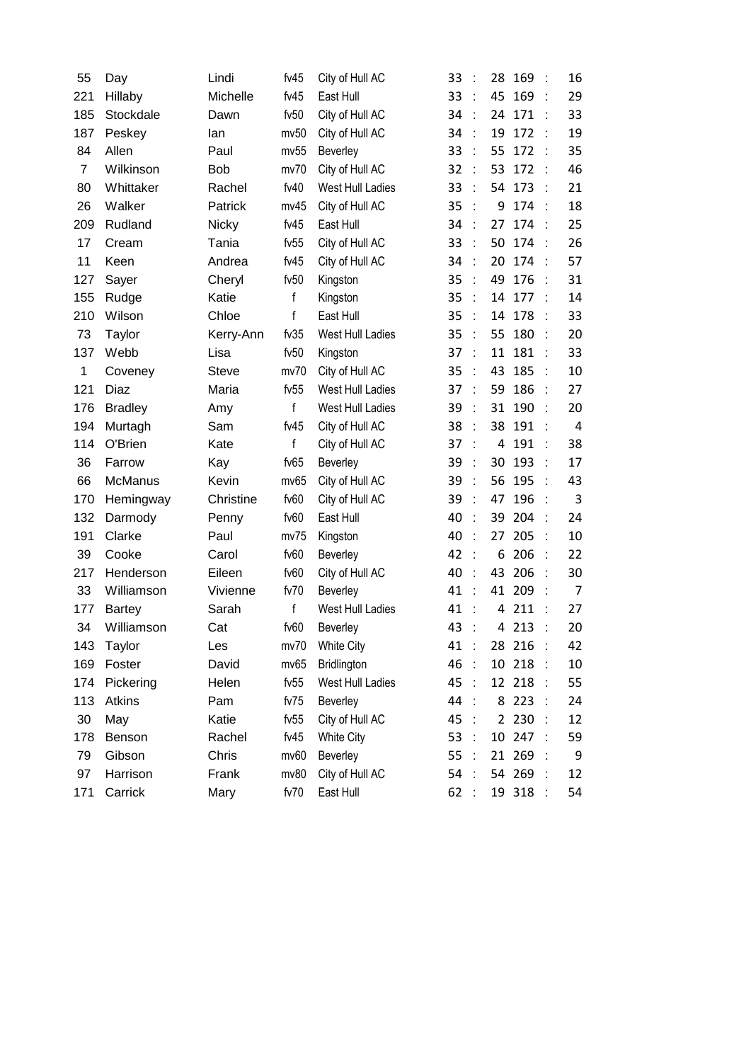| 55 | Day | Lindi | fv45 | City of Hull AC | 33 | : | 28 | 169 | : | 16 |
|---|---|---|---|---|---|---|---|---|---|---|
| 221 | Hillaby | Michelle | fv45 | East Hull | 33 | : | 45 | 169 | : | 29 |
| 185 | Stockdale | Dawn | fv50 | City of Hull AC | 34 | : | 24 | 171 | : | 33 |
| 187 | Peskey | Ian | mv50 | City of Hull AC | 34 | : | 19 | 172 | : | 19 |
| 84 | Allen | Paul | mv55 | Beverley | 33 | : | 55 | 172 | : | 35 |
| 7 | Wilkinson | Bob | mv70 | City of Hull AC | 32 | : | 53 | 172 | : | 46 |
| 80 | Whittaker | Rachel | fv40 | West Hull Ladies | 33 | : | 54 | 173 | : | 21 |
| 26 | Walker | Patrick | mv45 | City of Hull AC | 35 | : | 9 | 174 | : | 18 |
| 209 | Rudland | Nicky | fv45 | East Hull | 34 | : | 27 | 174 | : | 25 |
| 17 | Cream | Tania | fv55 | City of Hull AC | 33 | : | 50 | 174 | : | 26 |
| 11 | Keen | Andrea | fv45 | City of Hull AC | 34 | : | 20 | 174 | : | 57 |
| 127 | Sayer | Cheryl | fv50 | Kingston | 35 | : | 49 | 176 | : | 31 |
| 155 | Rudge | Katie | f | Kingston | 35 | : | 14 | 177 | : | 14 |
| 210 | Wilson | Chloe | f | East Hull | 35 | : | 14 | 178 | : | 33 |
| 73 | Taylor | Kerry-Ann | fv35 | West Hull Ladies | 35 | : | 55 | 180 | : | 20 |
| 137 | Webb | Lisa | fv50 | Kingston | 37 | : | 11 | 181 | : | 33 |
| 1 | Coveney | Steve | mv70 | City of Hull AC | 35 | : | 43 | 185 | : | 10 |
| 121 | Diaz | Maria | fv55 | West Hull Ladies | 37 | : | 59 | 186 | : | 27 |
| 176 | Bradley | Amy | f | West Hull Ladies | 39 | : | 31 | 190 | : | 20 |
| 194 | Murtagh | Sam | fv45 | City of Hull AC | 38 | : | 38 | 191 | : | 4 |
| 114 | O'Brien | Kate | f | City of Hull AC | 37 | : | 4 | 191 | : | 38 |
| 36 | Farrow | Kay | fv65 | Beverley | 39 | : | 30 | 193 | : | 17 |
| 66 | McManus | Kevin | mv65 | City of Hull AC | 39 | : | 56 | 195 | : | 43 |
| 170 | Hemingway | Christine | fv60 | City of Hull AC | 39 | : | 47 | 196 | : | 3 |
| 132 | Darmody | Penny | fv60 | East Hull | 40 | : | 39 | 204 | : | 24 |
| 191 | Clarke | Paul | mv75 | Kingston | 40 | : | 27 | 205 | : | 10 |
| 39 | Cooke | Carol | fv60 | Beverley | 42 | : | 6 | 206 | : | 22 |
| 217 | Henderson | Eileen | fv60 | City of Hull AC | 40 | : | 43 | 206 | : | 30 |
| 33 | Williamson | Vivienne | fv70 | Beverley | 41 | : | 41 | 209 | : | 7 |
| 177 | Bartey | Sarah | f | West Hull Ladies | 41 | : | 4 | 211 | : | 27 |
| 34 | Williamson | Cat | fv60 | Beverley | 43 | : | 4 | 213 | : | 20 |
| 143 | Taylor | Les | mv70 | White City | 41 | : | 28 | 216 | : | 42 |
| 169 | Foster | David | mv65 | Bridlington | 46 | : | 10 | 218 | : | 10 |
| 174 | Pickering | Helen | fv55 | West Hull Ladies | 45 | : | 12 | 218 | : | 55 |
| 113 | Atkins | Pam | fv75 | Beverley | 44 | : | 8 | 223 | : | 24 |
| 30 | May | Katie | fv55 | City of Hull AC | 45 | : | 2 | 230 | : | 12 |
| 178 | Benson | Rachel | fv45 | White City | 53 | : | 10 | 247 | : | 59 |
| 79 | Gibson | Chris | mv60 | Beverley | 55 | : | 21 | 269 | : | 9 |
| 97 | Harrison | Frank | mv80 | City of Hull AC | 54 | : | 54 | 269 | : | 12 |
| 171 | Carrick | Mary | fv70 | East Hull | 62 | : | 19 | 318 | : | 54 |